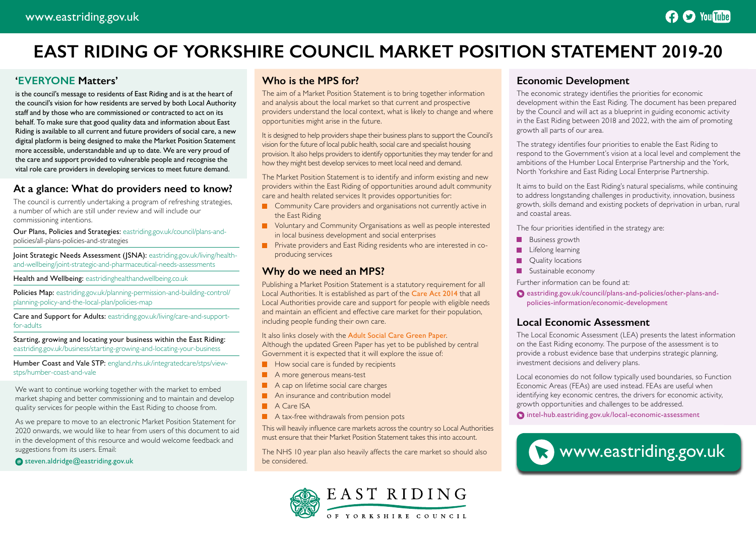# EAST RIDING OF YORKSHIRE COUNCIL MARKET POSITION STATEMENT 2019-20

## 'EVERYONE Matters'

is the council's message to residents of East Riding and is at the heart of the council's vision for how residents are served by both Local Authority staff and by those who are commissioned or contracted to act on its behalf. To make sure that good quality data and information about East Riding is available to all current and future providers of social care, a new digital platform is being designed to make the Market Position Statement more accessible, understandable and up to date. We are very proud of the care and support provided to vulnerable people and recognise the vital role care providers in developing services to meet future demand.

## At a glance: What do providers need to know?

The council is currently undertaking a program of refreshing strategies, a number of which are still under review and will include our commissioning intentions.

Our Plans, Policies and Strategies: eastriding.gov.uk/council/plans-and-policies/all-plans-policies-and-strategies

Joint Strategic Needs Assessment (JSNA): eastriding.gov.uk/living/health-and-wellbeing/joint-strategic-and-pharmaceutical-needs-assessments

Health and Wellbeing: eastridinghealthandwellbeing.co.uk

Policies Map: eastriding.gov.uk/planning-permission-and-building-control/planning-policy-and-the-local-plan/policies-map

Care and Support for Adults: eastriding.gov.uk/living/care-and-support-for-adults

Starting, growing and locating your business within the East Riding: eastriding.gov.uk/business/starting-growing-and-locating-your-business

Humber Coast and Vale STP: england.nhs.uk/integratedcare/stps/view-stps/humber-coast-and-vale

We want to continue working together with the market to embed market shaping and better commissioning and to maintain and develop quality services for people within the East Riding to choose from.

As we prepare to move to an electronic Market Position Statement for 2020 onwards, we would like to hear from users of this document to aid in the development of this resource and would welcome feedback and suggestions from its users. Email:

steven.aldridge@eastriding.gov.uk

## Who is the MPS for?

The aim of a Market Position Statement is to bring together information and analysis about the local market so that current and prospective providers understand the local context, what is likely to change and where opportunities might arise in the future.

It is designed to help providers shape their business plans to support the Council's vision for the future of local public health, social care and specialist housing provision. It also helps providers to identify opportunities they may tender for and how they might best develop services to meet local need and demand.

The Market Position Statement is to identify and inform existing and new providers within the East Riding of opportunities around adult community care and health related services It provides opportunities for:

- Community Care providers and organisations not currently active in the East Riding
- Voluntary and Community Organisations as well as people interested in local business development and social enterprises
- Private providers and East Riding residents who are interested in co-producing services

## Why do we need an MPS?

Publishing a Market Position Statement is a statutory requirement for all Local Authorities. It is established as part of the Care Act 2014 that all Local Authorities provide care and support for people with eligible needs and maintain an efficient and effective care market for their population, including people funding their own care.

It also links closely with the Adult Social Care Green Paper. Although the updated Green Paper has yet to be published by central Government it is expected that it will explore the issue of:

- How social care is funded by recipients
- A more generous means-test
- A cap on lifetime social care charges
- An insurance and contribution model
- A Care ISA
- A tax-free withdrawals from pension pots

This will heavily influence care markets across the country so Local Authorities must ensure that their Market Position Statement takes this into account.

The NHS 10 year plan also heavily affects the care market so should also be considered.

## Economic Development

The economic strategy identifies the priorities for economic development within the East Riding. The document has been prepared by the Council and will act as a blueprint in guiding economic activity in the East Riding between 2018 and 2022, with the aim of promoting growth all parts of our area.

The strategy identifies four priorities to enable the East Riding to respond to the Government's vision at a local level and complement the ambitions of the Humber Local Enterprise Partnership and the York, North Yorkshire and East Riding Local Enterprise Partnership.

It aims to build on the East Riding's natural specialisms, while continuing to address longstanding challenges in productivity, innovation, business growth, skills demand and existing pockets of deprivation in urban, rural and coastal areas.

The four priorities identified in the strategy are:

- Business growth
- Lifelong learning
- Quality locations
- Sustainable economy

Further information can be found at:

eastriding.gov.uk/council/plans-and-policies/other-plans-and-policies-information/economic-development

## Local Economic Assessment

The Local Economic Assessment (LEA) presents the latest information on the East Riding economy. The purpose of the assessment is to provide a robust evidence base that underpins strategic planning, investment decisions and delivery plans.

Local economies do not follow typically used boundaries, so Function Economic Areas (FEAs) are used instead. FEAs are useful when identifying key economic centres, the drivers for economic activity, growth opportunities and challenges to be addressed.

intel-hub.eastriding.gov.uk/local-economic-assessment

www.eastriding.gov.uk

EAST RIDING OF YORKSHIRE COUNCIL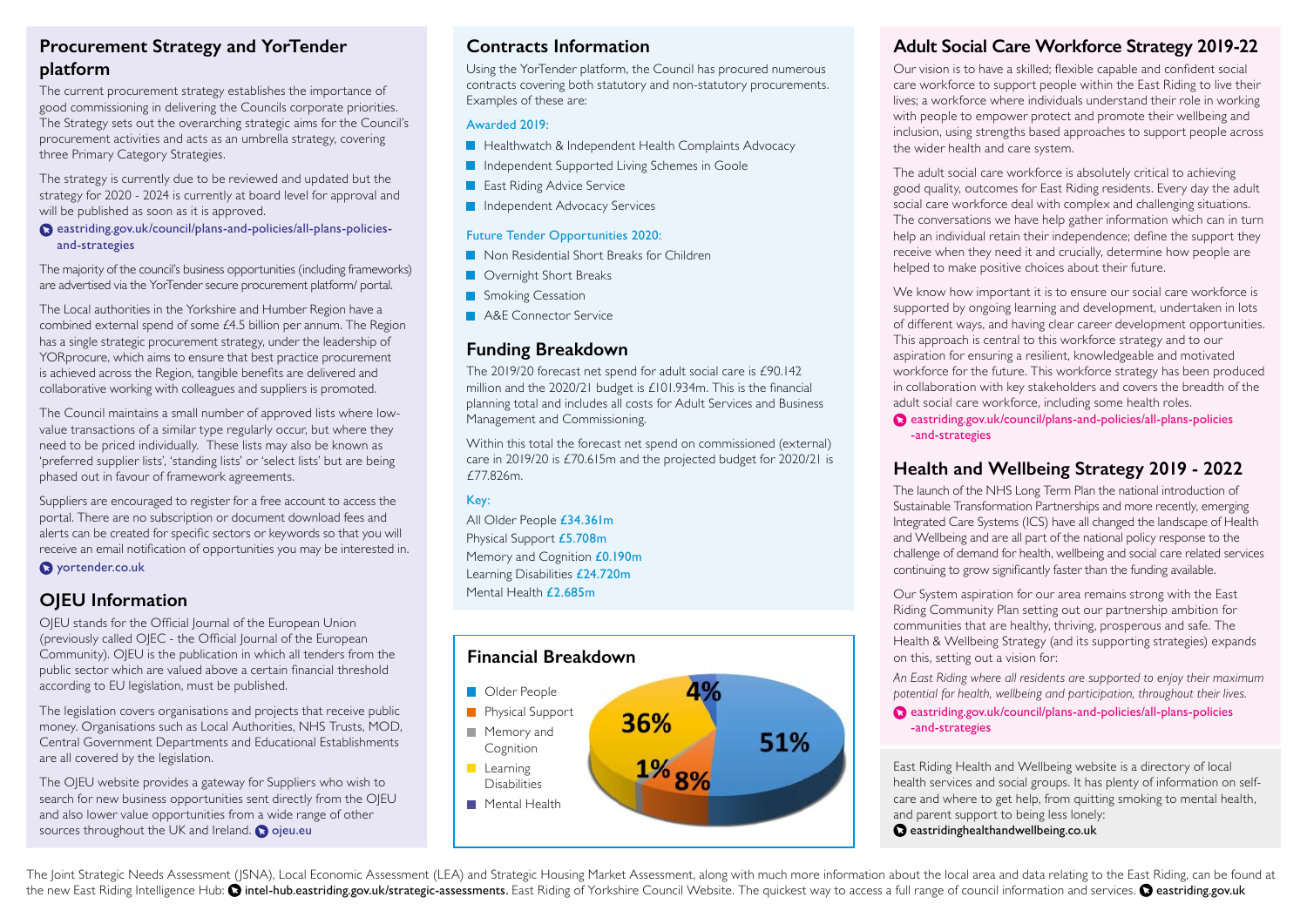## Procurement Strategy and YorTender platform

The current procurement strategy establishes the importance of good commissioning in delivering the Councils corporate priorities. The Strategy sets out the overarching strategic aims for the Council's procurement activities and acts as an umbrella strategy, covering three Primary Category Strategies.

The strategy is currently due to be reviewed and updated but the strategy for 2020 - 2024 is currently at board level for approval and will be published as soon as it is approved.

eastriding.gov.uk/council/plans-and-policies/all-plans-policies-and-strategies

The majority of the council's business opportunities (including frameworks) are advertised via the YorTender secure procurement platform/ portal.

The Local authorities in the Yorkshire and Humber Region have a combined external spend of some £4.5 billion per annum. The Region has a single strategic procurement strategy, under the leadership of YORprocure, which aims to ensure that best practice procurement is achieved across the Region, tangible benefits are delivered and collaborative working with colleagues and suppliers is promoted.

The Council maintains a small number of approved lists where low-value transactions of a similar type regularly occur, but where they need to be priced individually. These lists may also be known as 'preferred supplier lists', 'standing lists' or 'select lists' but are being phased out in favour of framework agreements.

Suppliers are encouraged to register for a free account to access the portal. There are no subscription or document download fees and alerts can be created for specific sectors or keywords so that you will receive an email notification of opportunities you may be interested in.

yortender.co.uk

## OJEU Information

OJEU stands for the Official Journal of the European Union (previously called OJEC - the Official Journal of the European Community). OJEU is the publication in which all tenders from the public sector which are valued above a certain financial threshold according to EU legislation, must be published.

The legislation covers organisations and projects that receive public money. Organisations such as Local Authorities, NHS Trusts, MOD, Central Government Departments and Educational Establishments are all covered by the legislation.

The OJEU website provides a gateway for Suppliers who wish to search for new business opportunities sent directly from the OJEU and also lower value opportunities from a wide range of other sources throughout the UK and Ireland. ojeu.eu

## Contracts Information

Using the YorTender platform, the Council has procured numerous contracts covering both statutory and non-statutory procurements. Examples of these are:

**Awarded 2019:**

- Healthwatch & Independent Health Complaints Advocacy
- Independent Supported Living Schemes in Goole
- East Riding Advice Service
- Independent Advocacy Services

**Future Tender Opportunities 2020:**

- Non Residential Short Breaks for Children
- Overnight Short Breaks
- Smoking Cessation
- A&E Connector Service

## Funding Breakdown

The 2019/20 forecast net spend for adult social care is £90.142 million and the 2020/21 budget is £101.934m. This is the financial planning total and includes all costs for Adult Services and Business Management and Commissioning.

Within this total the forecast net spend on commissioned (external) care in 2019/20 is £70.615m and the projected budget for 2020/21 is £77.826m.

**Key:**

All Older People **£34.361m**
Physical Support **£5.708m**
Memory and Cognition **£0.190m**
Learning Disabilities **£24.720m**
Mental Health **£2.685m**

## Financial Breakdown

Older People
Physical Support
Memory and Cognition
Learning Disabilities
Mental Health

4%
36%
51%
1%
8%

## Adult Social Care Workforce Strategy 2019-22

Our vision is to have a skilled; flexible capable and confident social care workforce to support people within the East Riding to live their lives; a workforce where individuals understand their role in working with people to empower protect and promote their wellbeing and inclusion, using strengths based approaches to support people across the wider health and care system.

The adult social care workforce is absolutely critical to achieving good quality, outcomes for East Riding residents. Every day the adult social care workforce deal with complex and challenging situations. The conversations we have help gather information which can in turn help an individual retain their independence; define the support they receive when they need it and crucially, determine how people are helped to make positive choices about their future.

We know how important it is to ensure our social care workforce is supported by ongoing learning and development, undertaken in lots of different ways, and having clear career development opportunities. This approach is central to this workforce strategy and to our aspiration for ensuring a resilient, knowledgeable and motivated workforce for the future. This workforce strategy has been produced in collaboration with key stakeholders and covers the breadth of the adult social care workforce, including some health roles.

eastriding.gov.uk/council/plans-and-policies/all-plans-policies-and-strategies

## Health and Wellbeing Strategy 2019 - 2022

The launch of the NHS Long Term Plan the national introduction of Sustainable Transformation Partnerships and more recently, emerging Integrated Care Systems (ICS) have all changed the landscape of Health and Wellbeing and are all part of the national policy response to the challenge of demand for health, wellbeing and social care related services continuing to grow significantly faster than the funding available.

Our System aspiration for our area remains strong with the East Riding Community Plan setting out our partnership ambition for communities that are healthy, thriving, prosperous and safe. The Health & Wellbeing Strategy (and its supporting strategies) expands on this, setting out a vision for:

*An East Riding where all residents are supported to enjoy their maximum potential for health, wellbeing and participation, throughout their lives.*

eastriding.gov.uk/council/plans-and-policies/all-plans-policies-and-strategies

East Riding Health and Wellbeing website is a directory of local health services and social groups. It has plenty of information on self-care and where to get help, from quitting smoking to mental health, and parent support to being less lonely:

**eastridinghealthandwellbeing.co.uk**

The Joint Strategic Needs Assessment (JSNA), Local Economic Assessment (LEA) and Strategic Housing Market Assessment, along with much more information about the local area and data relating to the East Riding, can be found at the new East Riding Intelligence Hub: **intel-hub.eastriding.gov.uk/strategic-assessments.** East Riding of Yorkshire Council Website. The quickest way to access a full range of council information and services. **eastriding.gov.uk**